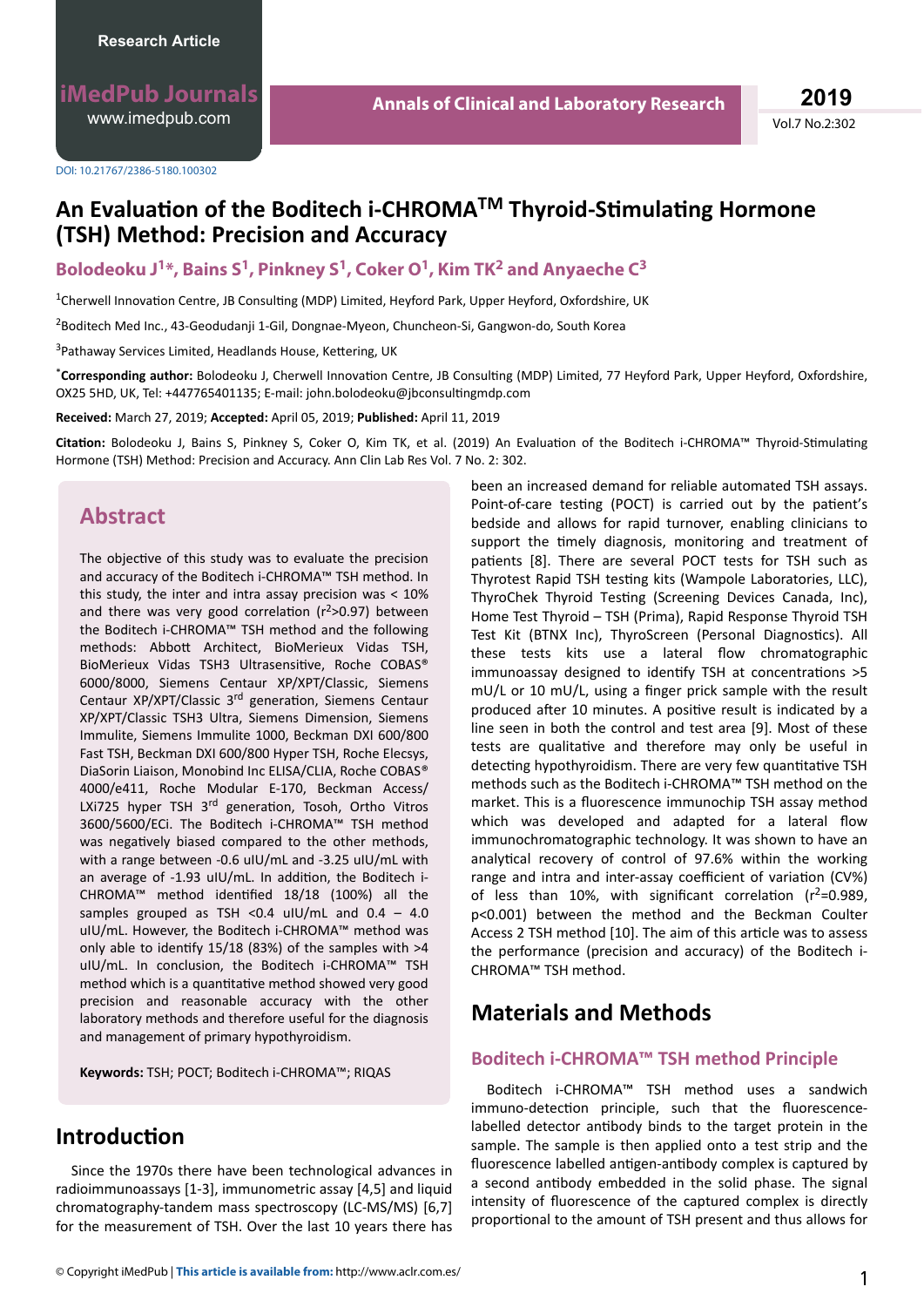Research Article

DOI: 10.21767/2386-5180.100302

# An Evaluation of the Boditech i-CHROMA™ Thyroid-Stimulating Hormone (TSH) Method: Precision and Accuracy

**Bolodeoku J[1]*, Bains S[1], Pinkney S[1], Coker O[1], Kim TK[2] and Anyaeche C[3]**

[1]Cherwell Innovation Centre, JB Consulting (MDP) Limited, Heyford Park, Upper Heyford, Oxfordshire, UK

[2]Boditech Med Inc., 43-Geodudanji 1-Gil, Dongnae-Myeon, Chuncheon-Si, Gangwon-do, South Korea

[3]Pathaway Services Limited, Headlands House, Kettering, UK

***Corresponding author:** Bolodeoku J, Cherwell Innovation Centre, JB Consulting (MDP) Limited, 77 Heyford Park, Upper Heyford, Oxfordshire, OX25 5HD, UK, Tel: +447765401135; E-mail: john.bolodeoku@jbconsultingmdp.com

**Received:** March 27, 2019; **Accepted:** April 05, 2019; **Published:** April 11, 2019

**Citation:** Bolodeoku J, Bains S, Pinkney S, Coker O, Kim TK, et al. (2019) An Evaluation of the Boditech i-CHROMA™ Thyroid-Stimulating Hormone (TSH) Method: Precision and Accuracy. Ann Clin Lab Res Vol. 7 No. 2: 302.

## Abstract

The objective of this study was to evaluate the precision and accuracy of the Boditech i-CHROMA™ TSH method. In this study, the inter and intra assay precision was < 10% and there was very good correlation ($r^2$>0.97) between the Boditech i-CHROMA™ TSH method and the following methods: Abbott Architect, BioMerieux Vidas TSH, BioMerieux Vidas TSH3 Ultrasensitive, Roche COBAS® 6000/8000, Siemens Centaur XP/XPT/Classic, Siemens Centaur XP/XPT/Classic 3rd generation, Siemens Centaur XP/XPT/Classic TSH3 Ultra, Siemens Dimension, Siemens Immulite, Siemens Immulite 1000, Beckman DXI 600/800 Fast TSH, Beckman DXI 600/800 Hyper TSH, Roche Elecsys, DiaSorin Liaison, Monobind Inc ELISA/CLIA, Roche COBAS® 4000/e411, Roche Modular E-170, Beckman Access/LXi725 hyper TSH 3rd generation, Tosoh, Ortho Vitros 3600/5600/ECi. The Boditech i-CHROMA™ TSH method was negatively biased compared to the other methods, with a range between -0.6 uIU/mL and -3.25 uIU/mL with an average of -1.93 uIU/mL. In addition, the Boditech i-CHROMA™ method identified 18/18 (100%) all the samples grouped as TSH <0.4 uIU/mL and 0.4 – 4.0 uIU/mL. However, the Boditech i-CHROMA™ method was only able to identify 15/18 (83%) of the samples with >4 uIU/mL. In conclusion, the Boditech i-CHROMA™ TSH method which is a quantitative method showed very good precision and reasonable accuracy with the other laboratory methods and therefore useful for the diagnosis and management of primary hypothyroidism.

**Keywords:** TSH; POCT; Boditech i-CHROMA™; RIQAS

## Introduction

Since the 1970s there have been technological advances in radioimmunoassays [1-3], immunometric assay [4,5] and liquid chromatography-tandem mass spectroscopy (LC-MS/MS) [6,7] for the measurement of TSH. Over the last 10 years there has been an increased demand for reliable automated TSH assays. Point-of-care testing (POCT) is carried out by the patient's bedside and allows for rapid turnover, enabling clinicians to support the timely diagnosis, monitoring and treatment of patients [8]. There are several POCT tests for TSH such as Thyrotest Rapid TSH testing kits (Wampole Laboratories, LLC), ThyroChek Thyroid Testing (Screening Devices Canada, Inc), Home Test Thyroid – TSH (Prima), Rapid Response Thyroid TSH Test Kit (BTNX Inc), ThyroScreen (Personal Diagnostics). All these tests kits use a lateral flow chromatographic immunoassay designed to identify TSH at concentrations >5 mU/L or 10 mU/L, using a finger prick sample with the result produced after 10 minutes. A positive result is indicated by a line seen in both the control and test area [9]. Most of these tests are qualitative and therefore may only be useful in detecting hypothyroidism. There are very few quantitative TSH methods such as the Boditech i-CHROMA™ TSH method on the market. This is a fluorescence immunochip TSH assay method which was developed and adapted for a lateral flow immunochromatographic technology. It was shown to have an analytical recovery of control of 97.6% within the working range and intra and inter-assay coefficient of variation (CV%) of less than 10%, with significant correlation ($r^2$=0.989, $p$<0.001) between the method and the Beckman Coulter Access 2 TSH method [10]. The aim of this article was to assess the performance (precision and accuracy) of the Boditech i-CHROMA™ TSH method.

## Materials and Methods

### Boditech i-CHROMA™ TSH method Principle

Boditech i-CHROMA™ TSH method uses a sandwich immuno-detection principle, such that the fluorescence-labelled detector antibody binds to the target protein in the sample. The sample is then applied onto a test strip and the fluorescence labelled antigen-antibody complex is captured by a second antibody embedded in the solid phase. The signal intensity of fluorescence of the captured complex is directly proportional to the amount of TSH present and thus allows for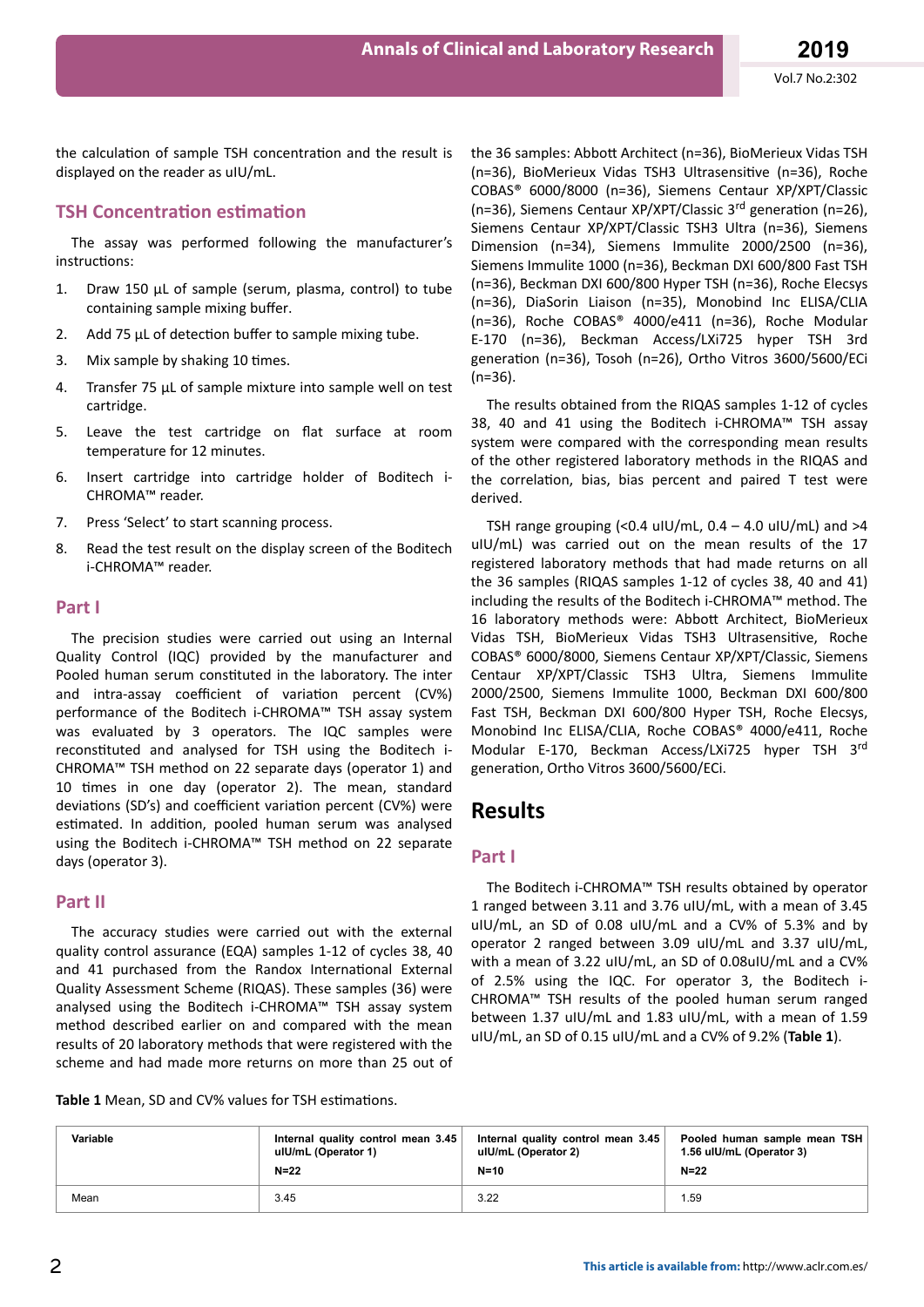the calculation of sample TSH concentration and the result is displayed on the reader as uIU/mL.

## TSH Concentration estimation

The assay was performed following the manufacturer's instructions:

1. Draw 150 µL of sample (serum, plasma, control) to tube containing sample mixing buffer.
2. Add 75 µL of detection buffer to sample mixing tube.
3. Mix sample by shaking 10 times.
4. Transfer 75 µL of sample mixture into sample well on test cartridge.
5. Leave the test cartridge on flat surface at room temperature for 12 minutes.
6. Insert cartridge into cartridge holder of Boditech i-CHROMA™ reader.
7. Press 'Select' to start scanning process.
8. Read the test result on the display screen of the Boditech i-CHROMA™ reader.

## Part I

The precision studies were carried out using an Internal Quality Control (IQC) provided by the manufacturer and Pooled human serum constituted in the laboratory. The inter and intra-assay coefficient of variation percent (CV%) performance of the Boditech i-CHROMA™ TSH assay system was evaluated by 3 operators. The IQC samples were reconstituted and analysed for TSH using the Boditech i-CHROMA™ TSH method on 22 separate days (operator 1) and 10 times in one day (operator 2). The mean, standard deviations (SD's) and coefficient variation percent (CV%) were estimated. In addition, pooled human serum was analysed using the Boditech i-CHROMA™ TSH method on 22 separate days (operator 3).

## Part II

The accuracy studies were carried out with the external quality control assurance (EQA) samples 1-12 of cycles 38, 40 and 41 purchased from the Randox International External Quality Assessment Scheme (RIQAS). These samples (36) were analysed using the Boditech i-CHROMA™ TSH assay system method described earlier on and compared with the mean results of 20 laboratory methods that were registered with the scheme and had made more returns on more than 25 out of the 36 samples: Abbott Architect (n=36), BioMerieux Vidas TSH (n=36), BioMerieux Vidas TSH3 Ultrasensitive (n=36), Roche COBAS® 6000/8000 (n=36), Siemens Centaur XP/XPT/Classic (n=36), Siemens Centaur XP/XPT/Classic 3rd generation (n=26), Siemens Centaur XP/XPT/Classic TSH3 Ultra (n=36), Siemens Dimension (n=34), Siemens Immulite 2000/2500 (n=36), Siemens Immulite 1000 (n=36), Beckman DXI 600/800 Fast TSH (n=36), Beckman DXI 600/800 Hyper TSH (n=36), Roche Elecsys (n=36), DiaSorin Liaison (n=35), Monobind Inc ELISA/CLIA (n=36), Roche COBAS® 4000/e411 (n=36), Roche Modular E-170 (n=36), Beckman Access/LXi725 hyper TSH 3rd generation (n=36), Tosoh (n=26), Ortho Vitros 3600/5600/ECi (n=36).

The results obtained from the RIQAS samples 1-12 of cycles 38, 40 and 41 using the Boditech i-CHROMA™ TSH assay system were compared with the corresponding mean results of the other registered laboratory methods in the RIQAS and the correlation, bias, bias percent and paired T test were derived.

TSH range grouping (<0.4 uIU/mL, 0.4 – 4.0 uIU/mL) and >4 uIU/mL) was carried out on the mean results of the 17 registered laboratory methods that had made returns on all the 36 samples (RIQAS samples 1-12 of cycles 38, 40 and 41) including the results of the Boditech i-CHROMA™ method. The 16 laboratory methods were: Abbott Architect, BioMerieux Vidas TSH, BioMerieux Vidas TSH3 Ultrasensitive, Roche COBAS® 6000/8000, Siemens Centaur XP/XPT/Classic, Siemens Centaur XP/XPT/Classic TSH3 Ultra, Siemens Immulite 2000/2500, Siemens Immulite 1000, Beckman DXI 600/800 Fast TSH, Beckman DXI 600/800 Hyper TSH, Roche Elecsys, Monobind Inc ELISA/CLIA, Roche COBAS® 4000/e411, Roche Modular E-170, Beckman Access/LXi725 hyper TSH 3rd generation, Ortho Vitros 3600/5600/ECi.

# Results

## Part I

The Boditech i-CHROMA™ TSH results obtained by operator 1 ranged between 3.11 and 3.76 uIU/mL, with a mean of 3.45 uIU/mL, an SD of 0.08 uIU/mL and a CV% of 5.3% and by operator 2 ranged between 3.09 uIU/mL and 3.37 uIU/mL, with a mean of 3.22 uIU/mL, an SD of 0.08uIU/mL and a CV% of 2.5% using the IQC. For operator 3, the Boditech i-CHROMA™ TSH results of the pooled human serum ranged between 1.37 uIU/mL and 1.83 uIU/mL, with a mean of 1.59 uIU/mL, an SD of 0.15 uIU/mL and a CV% of 9.2% (**Table 1**).

**Table 1** Mean, SD and CV% values for TSH estimations.

| Variable | Internal quality control mean 3.45 uIU/mL (Operator 1) N=22 | Internal quality control mean 3.45 uIU/mL (Operator 2) N=10 | Pooled human sample mean TSH 1.56 uIU/mL (Operator 3) N=22 |
|---|---|---|---|
| Mean | 3.45 | 3.22 | 1.59 |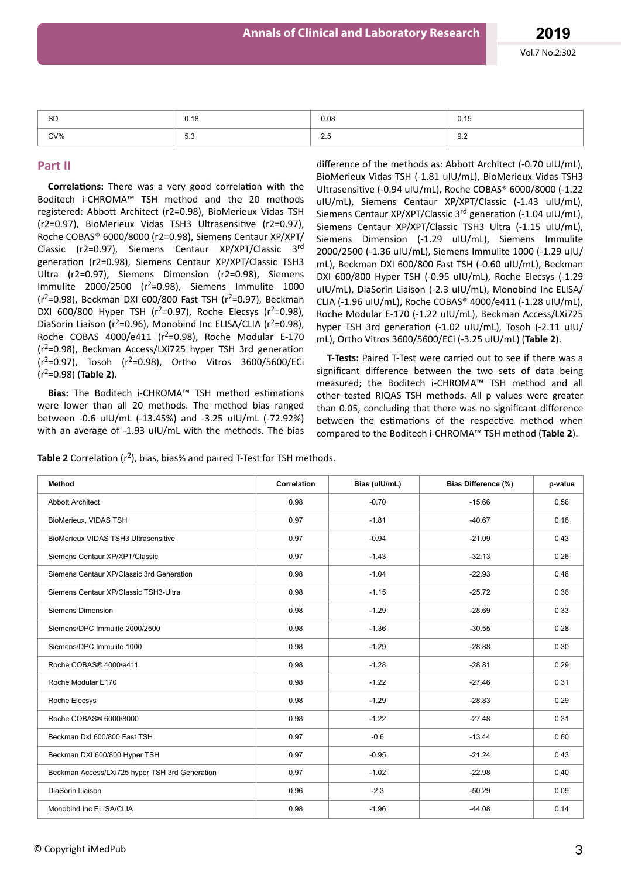| SD | 0.18 | 0.08 | 0.15 |
|---|---|---|---|
| CV% | 5.3 | 2.5 | 9.2 |

## Part II

**Correlations:** There was a very good correlation with the Boditech i-CHROMA™ TSH method and the 20 methods registered: Abbott Architect (r2=0.98), BioMerieux Vidas TSH (r2=0.97), BioMerieux Vidas TSH3 Ultrasensitive (r2=0.97), Roche COBAS® 6000/8000 (r2=0.98), Siemens Centaur XP/XPT/Classic (r2=0.97), Siemens Centaur XP/XPT/Classic 3rd generation (r2=0.98), Siemens Centaur XP/XPT/Classic TSH3 Ultra (r2=0.97), Siemens Dimension (r2=0.98), Siemens Immulite 2000/2500 ($r^2$=0.98), Siemens Immulite 1000 ($r^2$=0.98), Beckman DXI 600/800 Fast TSH ($r^2$=0.97), Beckman DXI 600/800 Hyper TSH ($r^2$=0.97), Roche Elecsys ($r^2$=0.98), DiaSorin Liaison ($r^2$=0.96), Monobind Inc ELISA/CLIA ($r^2$=0.98), Roche COBAS 4000/e411 ($r^2$=0.98), Roche Modular E-170 ($r^2$=0.98), Beckman Access/LXi725 hyper TSH 3rd generation ($r^2$=0.97), Tosoh ($r^2$=0.98), Ortho Vitros 3600/5600/ECi ($r^2$=0.98) (**Table 2**).

**Bias:** The Boditech i-CHROMA™ TSH method estimations were lower than all 20 methods. The method bias ranged between -0.6 uIU/mL (-13.45%) and -3.25 uIU/mL (-72.92%) with an average of -1.93 uIU/mL with the methods. The bias difference of the methods as: Abbott Architect (-0.70 uIU/mL), BioMerieux Vidas TSH (-1.81 uIU/mL), BioMerieux Vidas TSH3 Ultrasensitive (-0.94 uIU/mL), Roche COBAS® 6000/8000 (-1.22 uIU/mL), Siemens Centaur XP/XPT/Classic (-1.43 uIU/mL), Siemens Centaur XP/XPT/Classic 3rd generation (-1.04 uIU/mL), Siemens Centaur XP/XPT/Classic TSH3 Ultra (-1.15 uIU/mL), Siemens Dimension (-1.29 uIU/mL), Siemens Immulite 2000/2500 (-1.36 uIU/mL), Siemens Immulite 1000 (-1.29 uIU/mL), Beckman DXI 600/800 Fast TSH (-0.60 uIU/mL), Beckman DXI 600/800 Hyper TSH (-0.95 uIU/mL), Roche Elecsys (-1.29 uIU/mL), DiaSorin Liaison (-2.3 uIU/mL), Monobind Inc ELISA/CLIA (-1.96 uIU/mL), Roche COBAS® 4000/e411 (-1.28 uIU/mL), Roche Modular E-170 (-1.22 uIU/mL), Beckman Access/LXi725 hyper TSH 3rd generation (-1.02 uIU/mL), Tosoh (-2.11 uIU/mL), Ortho Vitros 3600/5600/ECi (-3.25 uIU/mL) (**Table 2**).

**T-Tests:** Paired T-Test were carried out to see if there was a significant difference between the two sets of data being measured; the Boditech i-CHROMA™ TSH method and all other tested RIQAS TSH methods. All p values were greater than 0.05, concluding that there was no significant difference between the estimations of the respective method when compared to the Boditech i-CHROMA™ TSH method (**Table 2**).

**Table 2** Correlation ($r^2$), bias, bias% and paired T-Test for TSH methods.

| Method | Correlation | Bias (uIU/mL) | Bias Difference (%) | p-value |
|---|---|---|---|---|
| Abbott Architect | 0.98 | -0.70 | -15.66 | 0.56 |
| BioMerieux, VIDAS TSH | 0.97 | -1.81 | -40.67 | 0.18 |
| BioMerieux VIDAS TSH3 Ultrasensitive | 0.97 | -0.94 | -21.09 | 0.43 |
| Siemens Centaur XP/XPT/Classic | 0.97 | -1.43 | -32.13 | 0.26 |
| Siemens Centaur XP/Classic 3rd Generation | 0.98 | -1.04 | -22.93 | 0.48 |
| Siemens Centaur XP/Classic TSH3-Ultra | 0.98 | -1.15 | -25.72 | 0.36 |
| Siemens Dimension | 0.98 | -1.29 | -28.69 | 0.33 |
| Siemens/DPC Immulite 2000/2500 | 0.98 | -1.36 | -30.55 | 0.28 |
| Siemens/DPC Immulite 1000 | 0.98 | -1.29 | -28.88 | 0.30 |
| Roche COBAS® 4000/e411 | 0.98 | -1.28 | -28.81 | 0.29 |
| Roche Modular E170 | 0.98 | -1.22 | -27.46 | 0.31 |
| Roche Elecsys | 0.98 | -1.29 | -28.83 | 0.29 |
| Roche COBAS® 6000/8000 | 0.98 | -1.22 | -27.48 | 0.31 |
| Beckman DxI 600/800 Fast TSH | 0.97 | -0.6 | -13.44 | 0.60 |
| Beckman DXI 600/800 Hyper TSH | 0.97 | -0.95 | -21.24 | 0.43 |
| Beckman Access/LXi725 hyper TSH 3rd Generation | 0.97 | -1.02 | -22.98 | 0.40 |
| DiaSorin Liaison | 0.96 | -2.3 | -50.29 | 0.09 |
| Monobind Inc ELISA/CLIA | 0.98 | -1.96 | -44.08 | 0.14 |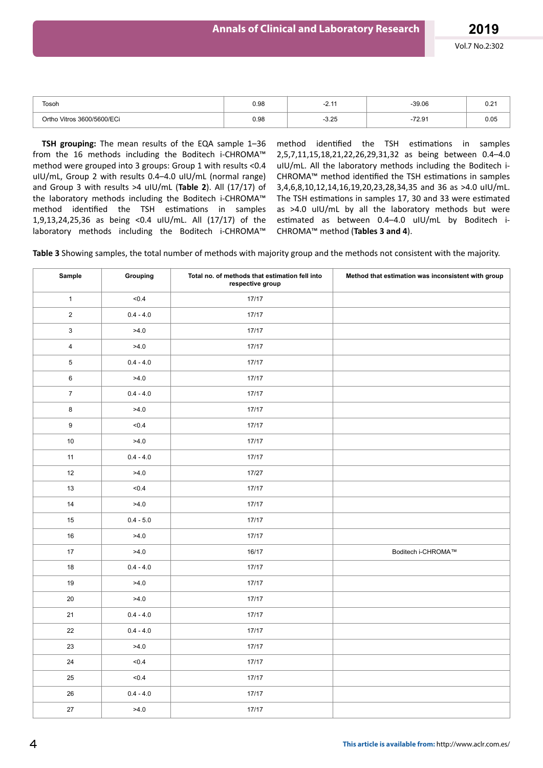| Tosoh | 0.98 | -2.11 | -39.06 | 0.21 |
|---|---|---|---|---|
| Ortho Vitros 3600/5600/ECi | 0.98 | -3.25 | -72.91 | 0.05 |

**TSH grouping:** The mean results of the EQA sample 1–36 from the 16 methods including the Boditech i-CHROMA™ method were grouped into 3 groups: Group 1 with results <0.4 uIU/mL, Group 2 with results 0.4–4.0 uIU/mL (normal range) and Group 3 with results >4 uIU/mL (**Table 2**). All (17/17) of the laboratory methods including the Boditech i-CHROMA™ method identified the TSH estimations in samples 1,9,13,24,25,36 as being <0.4 uIU/mL. All (17/17) of the laboratory methods including the Boditech i-CHROMA™ method identified the TSH estimations in samples 2,5,7,11,15,18,21,22,26,29,31,32 as being between 0.4–4.0 uIU/mL. All the laboratory methods including the Boditech i-CHROMA™ method identified the TSH estimations in samples 3,4,6,8,10,12,14,16,19,20,23,28,34,35 and 36 as >4.0 uIU/mL. The TSH estimations in samples 17, 30 and 33 were estimated as >4.0 uIU/mL by all the laboratory methods but were estimated as between 0.4–4.0 uIU/mL by Boditech i-CHROMA™ method (**Tables 3 and 4**).

**Table 3** Showing samples, the total number of methods with majority group and the methods not consistent with the majority.

| Sample | Grouping | Total no. of methods that estimation fell into respective group | Method that estimation was inconsistent with group |
|---|---|---|---|
| 1 | <0.4 | 17/17 | |
| 2 | 0.4 - 4.0 | 17/17 | |
| 3 | >4.0 | 17/17 | |
| 4 | >4.0 | 17/17 | |
| 5 | 0.4 - 4.0 | 17/17 | |
| 6 | >4.0 | 17/17 | |
| 7 | 0.4 - 4.0 | 17/17 | |
| 8 | >4.0 | 17/17 | |
| 9 | <0.4 | 17/17 | |
| 10 | >4.0 | 17/17 | |
| 11 | 0.4 - 4.0 | 17/17 | |
| 12 | >4.0 | 17/27 | |
| 13 | <0.4 | 17/17 | |
| 14 | >4.0 | 17/17 | |
| 15 | 0.4 - 5.0 | 17/17 | |
| 16 | >4.0 | 17/17 | |
| 17 | >4.0 | 16/17 | Boditech i-CHROMA™ |
| 18 | 0.4 - 4.0 | 17/17 | |
| 19 | >4.0 | 17/17 | |
| 20 | >4.0 | 17/17 | |
| 21 | 0.4 - 4.0 | 17/17 | |
| 22 | 0.4 - 4.0 | 17/17 | |
| 23 | >4.0 | 17/17 | |
| 24 | <0.4 | 17/17 | |
| 25 | <0.4 | 17/17 | |
| 26 | 0.4 - 4.0 | 17/17 | |
| 27 | >4.0 | 17/17 | |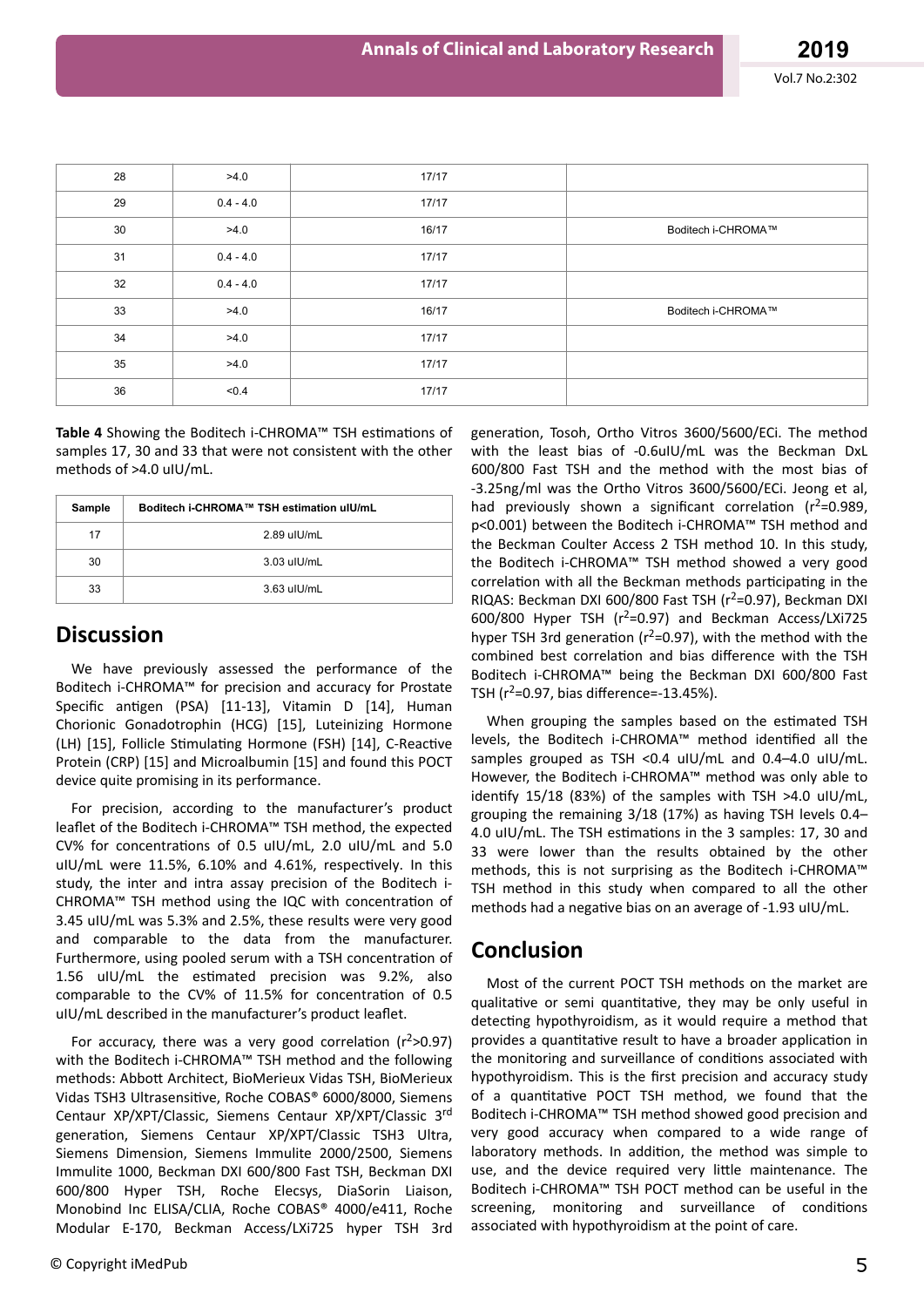| 28 | >4.0 | 17/17 | |
|---|---|---|---|
| 29 | 0.4 - 4.0 | 17/17 | |
| 30 | >4.0 | 16/17 | Boditech i-CHROMA™ |
| 31 | 0.4 - 4.0 | 17/17 | |
| 32 | 0.4 - 4.0 | 17/17 | |
| 33 | >4.0 | 16/17 | Boditech i-CHROMA™ |
| 34 | >4.0 | 17/17 | |
| 35 | >4.0 | 17/17 | |
| 36 | <0.4 | 17/17 | |

**Table 4** Showing the Boditech i-CHROMA™ TSH estimations of samples 17, 30 and 33 that were not consistent with the other methods of >4.0 uIU/mL.

| Sample | Boditech i-CHROMA™ TSH estimation uIU/mL |
|---|---|
| 17 | 2.89 uIU/mL |
| 30 | 3.03 uIU/mL |
| 33 | 3.63 uIU/mL |

## Discussion

We have previously assessed the performance of the Boditech i-CHROMA™ for precision and accuracy for Prostate Specific antigen (PSA) [11-13], Vitamin D [14], Human Chorionic Gonadotrophin (HCG) [15], Luteinizing Hormone (LH) [15], Follicle Stimulating Hormone (FSH) [14], C-Reactive Protein (CRP) [15] and Microalbumin [15] and found this POCT device quite promising in its performance.

For precision, according to the manufacturer's product leaflet of the Boditech i-CHROMA™ TSH method, the expected CV% for concentrations of 0.5 uIU/mL, 2.0 uIU/mL and 5.0 uIU/mL were 11.5%, 6.10% and 4.61%, respectively. In this study, the inter and intra assay precision of the Boditech i-CHROMA™ TSH method using the IQC with concentration of 3.45 uIU/mL was 5.3% and 2.5%, these results were very good and comparable to the data from the manufacturer. Furthermore, using pooled serum with a TSH concentration of 1.56 uIU/mL the estimated precision was 9.2%, also comparable to the CV% of 11.5% for concentration of 0.5 uIU/mL described in the manufacturer's product leaflet.

For accuracy, there was a very good correlation ($r^2$>0.97) with the Boditech i-CHROMA™ TSH method and the following methods: Abbott Architect, BioMerieux Vidas TSH, BioMerieux Vidas TSH3 Ultrasensitive, Roche COBAS® 6000/8000, Siemens Centaur XP/XPT/Classic, Siemens Centaur XP/XPT/Classic 3rd generation, Siemens Centaur XP/XPT/Classic TSH3 Ultra, Siemens Dimension, Siemens Immulite 2000/2500, Siemens Immulite 1000, Beckman DXI 600/800 Fast TSH, Beckman DXI 600/800 Hyper TSH, Roche Elecsys, DiaSorin Liaison, Monobind Inc ELISA/CLIA, Roche COBAS® 4000/e411, Roche Modular E-170, Beckman Access/LXi725 hyper TSH 3rd generation, Tosoh, Ortho Vitros 3600/5600/ECi. The method with the least bias of -0.6uIU/mL was the Beckman DxL 600/800 Fast TSH and the method with the most bias of -3.25ng/ml was the Ortho Vitros 3600/5600/ECi. Jeong et al, had previously shown a significant correlation ($r^2$=0.989, p<0.001) between the Boditech i-CHROMA™ TSH method and the Beckman Coulter Access 2 TSH method 10. In this study, the Boditech i-CHROMA™ TSH method showed a very good correlation with all the Beckman methods participating in the RIQAS: Beckman DXI 600/800 Fast TSH ($r^2$=0.97), Beckman DXI 600/800 Hyper TSH ($r^2$=0.97) and Beckman Access/LXi725 hyper TSH 3rd generation ($r^2$=0.97), with the method with the combined best correlation and bias difference with the TSH Boditech i-CHROMA™ being the Beckman DXI 600/800 Fast TSH ($r^2$=0.97, bias difference=-13.45%).

When grouping the samples based on the estimated TSH levels, the Boditech i-CHROMA™ method identified all the samples grouped as TSH <0.4 uIU/mL and 0.4–4.0 uIU/mL. However, the Boditech i-CHROMA™ method was only able to identify 15/18 (83%) of the samples with TSH >4.0 uIU/mL, grouping the remaining 3/18 (17%) as having TSH levels 0.4–4.0 uIU/mL. The TSH estimations in the 3 samples: 17, 30 and 33 were lower than the results obtained by the other methods, this is not surprising as the Boditech i-CHROMA™ TSH method in this study when compared to all the other methods had a negative bias on an average of -1.93 uIU/mL.

## Conclusion

Most of the current POCT TSH methods on the market are qualitative or semi quantitative, they may be only useful in detecting hypothyroidism, as it would require a method that provides a quantitative result to have a broader application in the monitoring and surveillance of conditions associated with hypothyroidism. This is the first precision and accuracy study of a quantitative POCT TSH method, we found that the Boditech i-CHROMA™ TSH method showed good precision and very good accuracy when compared to a wide range of laboratory methods. In addition, the method was simple to use, and the device required very little maintenance. The Boditech i-CHROMA™ TSH POCT method can be useful in the screening, monitoring and surveillance of conditions associated with hypothyroidism at the point of care.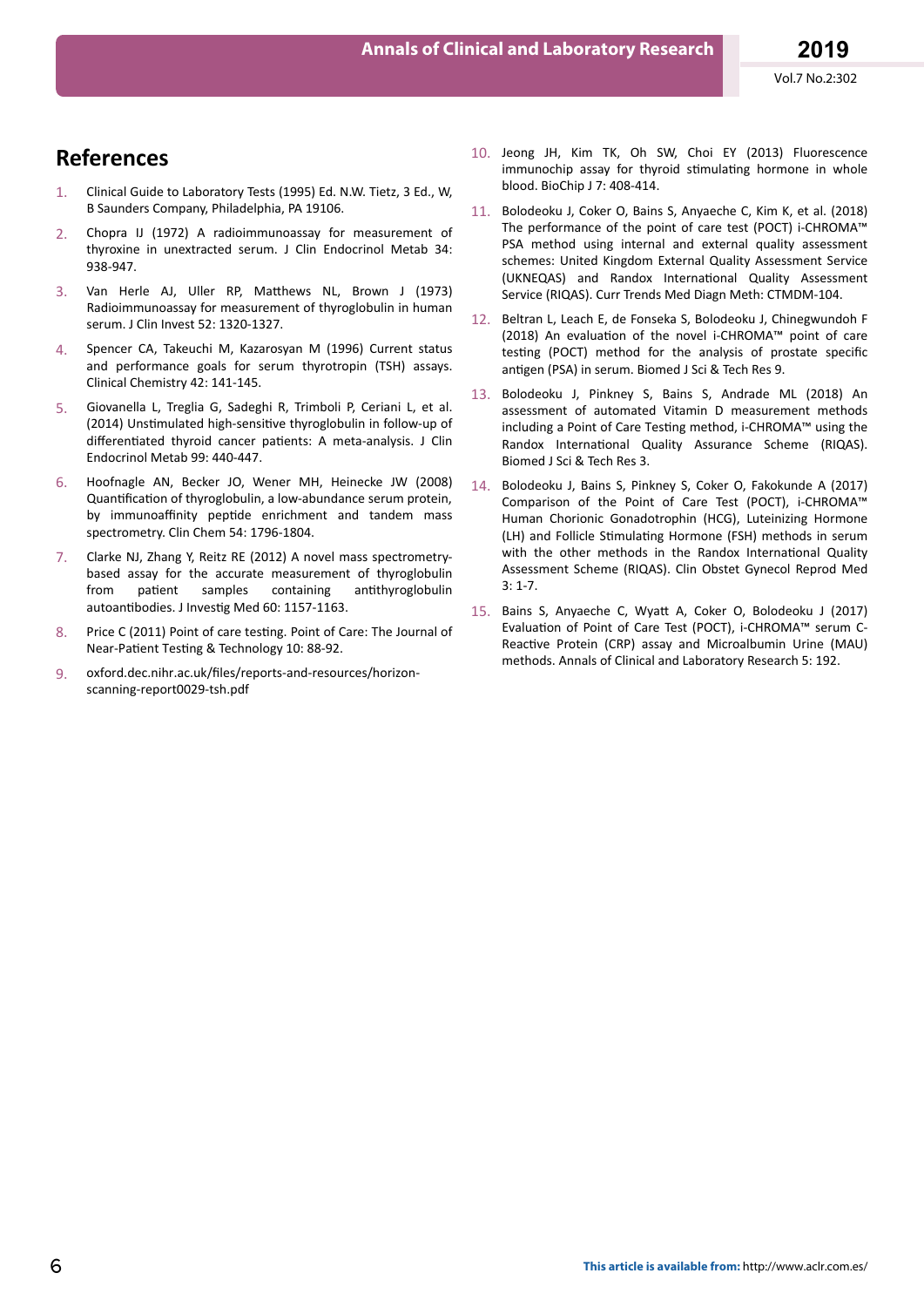## References

1. Clinical Guide to Laboratory Tests (1995) Ed. N.W. Tietz, 3 Ed., W, B Saunders Company, Philadelphia, PA 19106.
2. Chopra IJ (1972) A radioimmunoassay for measurement of thyroxine in unextracted serum. J Clin Endocrinol Metab 34: 938-947.
3. Van Herle AJ, Uller RP, Matthews NL, Brown J (1973) Radioimmunassay for measurement of thyroglobulin in human serum. J Clin Invest 52: 1320-1327.
4. Spencer CA, Takeuchi M, Kazarosyan M (1996) Current status and performance goals for serum thyrotropin (TSH) assays. Clinical Chemistry 42: 141-145.
5. Giovanella L, Treglia G, Sadeghi R, Trimboli P, Ceriani L, et al. (2014) Unstimulated high-sensitive thyroglobulin in follow-up of differentiated thyroid cancer patients: A meta-analysis. J Clin Endocrinol Metab 99: 440-447.
6. Hoofnagle AN, Becker JO, Wener MH, Heinecke JW (2008) Quantification of thyroglobulin, a low-abundance serum protein, by immunoaffinity peptide enrichment and tandem mass spectrometry. Clin Chem 54: 1796-1804.
7. Clarke NJ, Zhang Y, Reitz RE (2012) A novel mass spectrometry-based assay for the accurate measurement of thyroglobulin from patient samples containing antithyroglobulin autoantibodies. J Investig Med 60: 1157-1163.
8. Price C (2011) Point of care testing. Point of Care: The Journal of Near-Patient Testing & Technology 10: 88-92.
9. oxford.dec.nihr.ac.uk/files/reports-and-resources/horizon-scanning-report0029-tsh.pdf
10. Jeong JH, Kim TK, Oh SW, Choi EY (2013) Fluorescence immunochip assay for thyroid stimulating hormone in whole blood. BioChip J 7: 408-414.
11. Bolodeoku J, Coker O, Bains S, Anyaeche C, Kim K, et al. (2018) The performance of the point of care test (POCT) i-CHROMA™ PSA method using internal and external quality assessment schemes: United Kingdom External Quality Assessment Service (UKNEQAS) and Randox International Quality Assessment Service (RIQAS). Curr Trends Med Diagn Meth: CTMDM-104.
12. Beltran L, Leach E, de Fonseka S, Bolodeoku J, Chinegwundoh F (2018) An evaluation of the novel i-CHROMA™ point of care testing (POCT) method for the analysis of prostate specific antigen (PSA) in serum. Biomed J Sci & Tech Res 9.
13. Bolodeoku J, Pinkney S, Bains S, Andrade ML (2018) An assessment of automated Vitamin D measurement methods including a Point of Care Testing method, i-CHROMA™ using the Randox International Quality Assurance Scheme (RIQAS). Biomed J Sci & Tech Res 3.
14. Bolodeoku J, Bains S, Pinkney S, Coker O, Fakokunde A (2017) Comparison of the Point of Care Test (POCT), i-CHROMA™ Human Chorionic Gonadotrophin (HCG), Luteinizing Hormone (LH) and Follicle Stimulating Hormone (FSH) methods in serum with the other methods in the Randox International Quality Assessment Scheme (RIQAS). Clin Obstet Gynecol Reprod Med 3: 1-7.
15. Bains S, Anyaeche C, Wyatt A, Coker O, Bolodeoku J (2017) Evaluation of Point of Care Test (POCT), i-CHROMA™ serum C-Reactive Protein (CRP) assay and Microalbumin Urine (MAU) methods. Annals of Clinical and Laboratory Research 5: 192.